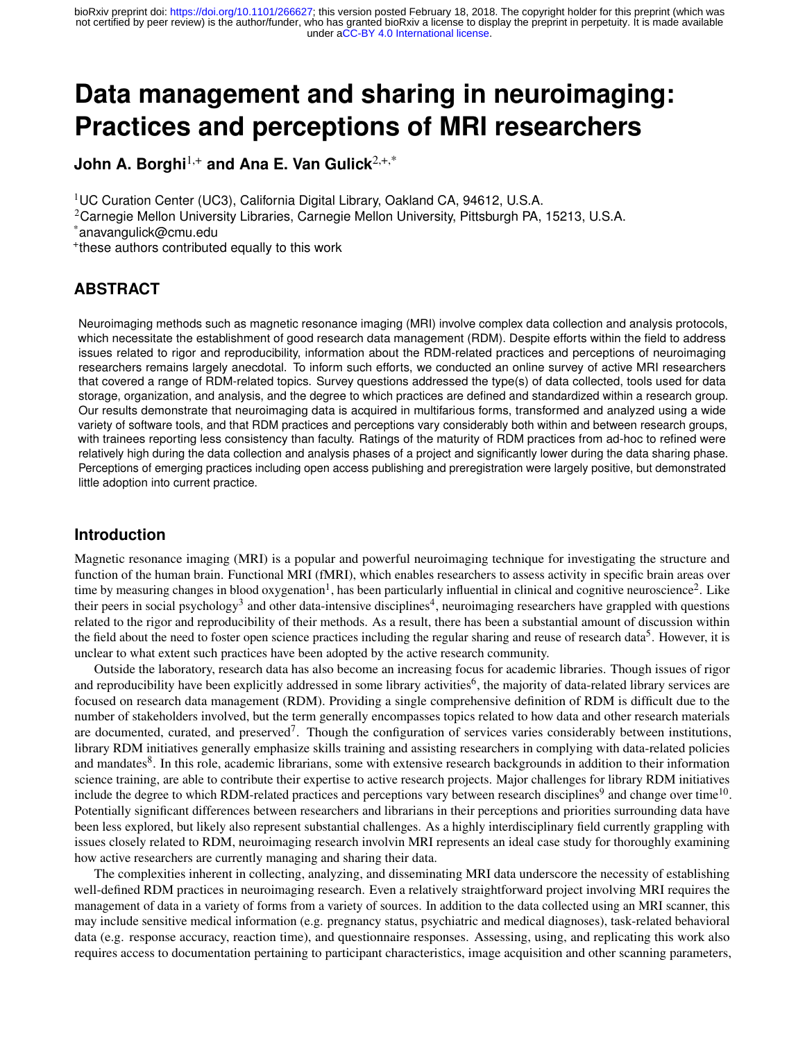# Data management and sharing in neuroimaging: Practices and perceptions of MRI researchers

**John A. Borghi[1,+] and Ana E. Van Gulick[2,+,*]**

[1]UC Curation Center (UC3), California Digital Library, Oakland CA, 94612, U.S.A.

[2]Carnegie Mellon University Libraries, Carnegie Mellon University, Pittsburgh PA, 15213, U.S.A.

[*]anavangulick@cmu.edu

[+]these authors contributed equally to this work

## ABSTRACT

Neuroimaging methods such as magnetic resonance imaging (MRI) involve complex data collection and analysis protocols, which necessitate the establishment of good research data management (RDM). Despite efforts within the field to address issues related to rigor and reproducibility, information about the RDM-related practices and perceptions of neuroimaging researchers remains largely anecdotal. To inform such efforts, we conducted an online survey of active MRI researchers that covered a range of RDM-related topics. Survey questions addressed the type(s) of data collected, tools used for data storage, organization, and analysis, and the degree to which practices are defined and standardized within a research group. Our results demonstrate that neuroimaging data is acquired in multifarious forms, transformed and analyzed using a wide variety of software tools, and that RDM practices and perceptions vary considerably both within and between research groups, with trainees reporting less consistency than faculty. Ratings of the maturity of RDM practices from ad-hoc to refined were relatively high during the data collection and analysis phases of a project and significantly lower during the data sharing phase. Perceptions of emerging practices including open access publishing and preregistration were largely positive, but demonstrated little adoption into current practice.

## Introduction

Magnetic resonance imaging (MRI) is a popular and powerful neuroimaging technique for investigating the structure and function of the human brain. Functional MRI (fMRI), which enables researchers to assess activity in specific brain areas over time by measuring changes in blood oxygenation[1], has been particularly influential in clinical and cognitive neuroscience[2]. Like their peers in social psychology[3] and other data-intensive disciplines[4], neuroimaging researchers have grappled with questions related to the rigor and reproducibility of their methods. As a result, there has been a substantial amount of discussion within the field about the need to foster open science practices including the regular sharing and reuse of research data[5]. However, it is unclear to what extent such practices have been adopted by the active research community.

Outside the laboratory, research data has also become an increasing focus for academic libraries. Though issues of rigor and reproducibility have been explicitly addressed in some library activities[6], the majority of data-related library services are focused on research data management (RDM). Providing a single comprehensive definition of RDM is difficult due to the number of stakeholders involved, but the term generally encompasses topics related to how data and other research materials are documented, curated, and preserved[7]. Though the configuration of services varies considerably between institutions, library RDM initiatives generally emphasize skills training and assisting researchers in complying with data-related policies and mandates[8]. In this role, academic librarians, some with extensive research backgrounds in addition to their information science training, are able to contribute their expertise to active research projects. Major challenges for library RDM initiatives include the degree to which RDM-related practices and perceptions vary between research disciplines[9] and change over time[10]. Potentially significant differences between researchers and librarians in their perceptions and priorities surrounding data have been less explored, but likely also represent substantial challenges. As a highly interdisciplinary field currently grappling with issues closely related to RDM, neuroimaging research involvin MRI represents an ideal case study for thoroughly examining how active researchers are currently managing and sharing their data.

The complexities inherent in collecting, analyzing, and disseminating MRI data underscore the necessity of establishing well-defined RDM practices in neuroimaging research. Even a relatively straightforward project involving MRI requires the management of data in a variety of forms from a variety of sources. In addition to the data collected using an MRI scanner, this may include sensitive medical information (e.g. pregnancy status, psychiatric and medical diagnoses), task-related behavioral data (e.g. response accuracy, reaction time), and questionnaire responses. Assessing, using, and replicating this work also requires access to documentation pertaining to participant characteristics, image acquisition and other scanning parameters,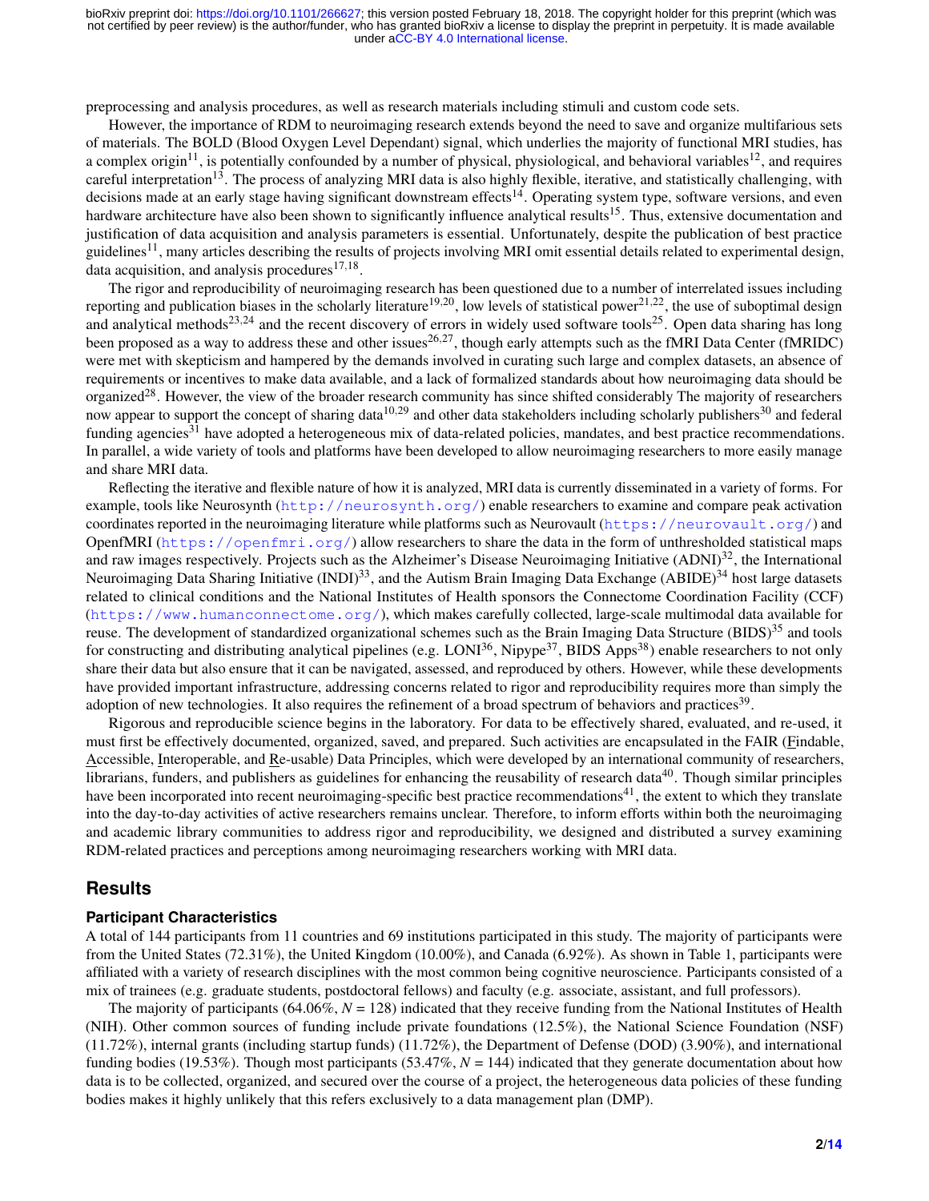preprocessing and analysis procedures, as well as research materials including stimuli and custom code sets.

However, the importance of RDM to neuroimaging research extends beyond the need to save and organize multifarious sets of materials. The BOLD (Blood Oxygen Level Dependant) signal, which underlies the majority of functional MRI studies, has a complex origin[11], is potentially confounded by a number of physical, physiological, and behavioral variables[12], and requires careful interpretation[13]. The process of analyzing MRI data is also highly flexible, iterative, and statistically challenging, with decisions made at an early stage having significant downstream effects[14]. Operating system type, software versions, and even hardware architecture have also been shown to significantly influence analytical results[15]. Thus, extensive documentation and justification of data acquisition and analysis parameters is essential. Unfortunately, despite the publication of best practice guidelines[11], many articles describing the results of projects involving MRI omit essential details related to experimental design, data acquisition, and analysis procedures[17,18].

The rigor and reproducibility of neuroimaging research has been questioned due to a number of interrelated issues including reporting and publication biases in the scholarly literature[19,20], low levels of statistical power[21,22], the use of suboptimal design and analytical methods[23,24] and the recent discovery of errors in widely used software tools[25]. Open data sharing has long been proposed as a way to address these and other issues[26,27], though early attempts such as the fMRI Data Center (fMRIDC) were met with skepticism and hampered by the demands involved in curating such large and complex datasets, an absence of requirements or incentives to make data available, and a lack of formalized standards about how neuroimaging data should be organized[28]. However, the view of the broader research community has since shifted considerably The majority of researchers now appear to support the concept of sharing data[10,29] and other data stakeholders including scholarly publishers[30] and federal funding agencies[31] have adopted a heterogeneous mix of data-related policies, mandates, and best practice recommendations. In parallel, a wide variety of tools and platforms have been developed to allow neuroimaging researchers to more easily manage and share MRI data.

Reflecting the iterative and flexible nature of how it is analyzed, MRI data is currently disseminated in a variety of forms. For example, tools like Neurosynth (http://neurosynth.org/) enable researchers to examine and compare peak activation coordinates reported in the neuroimaging literature while platforms such as Neurovault (https://neurovault.org/) and OpenfMRI (https://openfmri.org/) allow researchers to share the data in the form of unthresholded statistical maps and raw images respectively. Projects such as the Alzheimer's Disease Neuroimaging Initiative (ADNI)[32], the International Neuroimaging Data Sharing Initiative (INDI)[33], and the Autism Brain Imaging Data Exchange (ABIDE)[34] host large datasets related to clinical conditions and the National Institutes of Health sponsors the Connectome Coordination Facility (CCF) (https://www.humanconnectome.org/), which makes carefully collected, large-scale multimodal data available for reuse. The development of standardized organizational schemes such as the Brain Imaging Data Structure (BIDS)[35] and tools for constructing and distributing analytical pipelines (e.g. LONI[36], Nipype[37], BIDS Apps[38]) enable researchers to not only share their data but also ensure that it can be navigated, assessed, and reproduced by others. However, while these developments have provided important infrastructure, addressing concerns related to rigor and reproducibility requires more than simply the adoption of new technologies. It also requires the refinement of a broad spectrum of behaviors and practices[39].

Rigorous and reproducible science begins in the laboratory. For data to be effectively shared, evaluated, and re-used, it must first be effectively documented, organized, saved, and prepared. Such activities are encapsulated in the FAIR (Findable, Accessible, Interoperable, and Re-usable) Data Principles, which were developed by an international community of researchers, librarians, funders, and publishers as guidelines for enhancing the reusability of research data[40]. Though similar principles have been incorporated into recent neuroimaging-specific best practice recommendations[41], the extent to which they translate into the day-to-day activities of active researchers remains unclear. Therefore, to inform efforts within both the neuroimaging and academic library communities to address rigor and reproducibility, we designed and distributed a survey examining RDM-related practices and perceptions among neuroimaging researchers working with MRI data.

## Results

### Participant Characteristics

A total of 144 participants from 11 countries and 69 institutions participated in this study. The majority of participants were from the United States (72.31%), the United Kingdom (10.00%), and Canada (6.92%). As shown in Table 1, participants were affiliated with a variety of research disciplines with the most common being cognitive neuroscience. Participants consisted of a mix of trainees (e.g. graduate students, postdoctoral fellows) and faculty (e.g. associate, assistant, and full professors).

The majority of participants (64.06%, $N = 128$) indicated that they receive funding from the National Institutes of Health (NIH). Other common sources of funding include private foundations (12.5%), the National Science Foundation (NSF) (11.72%), internal grants (including startup funds) (11.72%), the Department of Defense (DOD) (3.90%), and international funding bodies (19.53%). Though most participants (53.47%, $N = 144$) indicated that they generate documentation about how data is to be collected, organized, and secured over the course of a project, the heterogeneous data policies of these funding bodies makes it highly unlikely that this refers exclusively to a data management plan (DMP).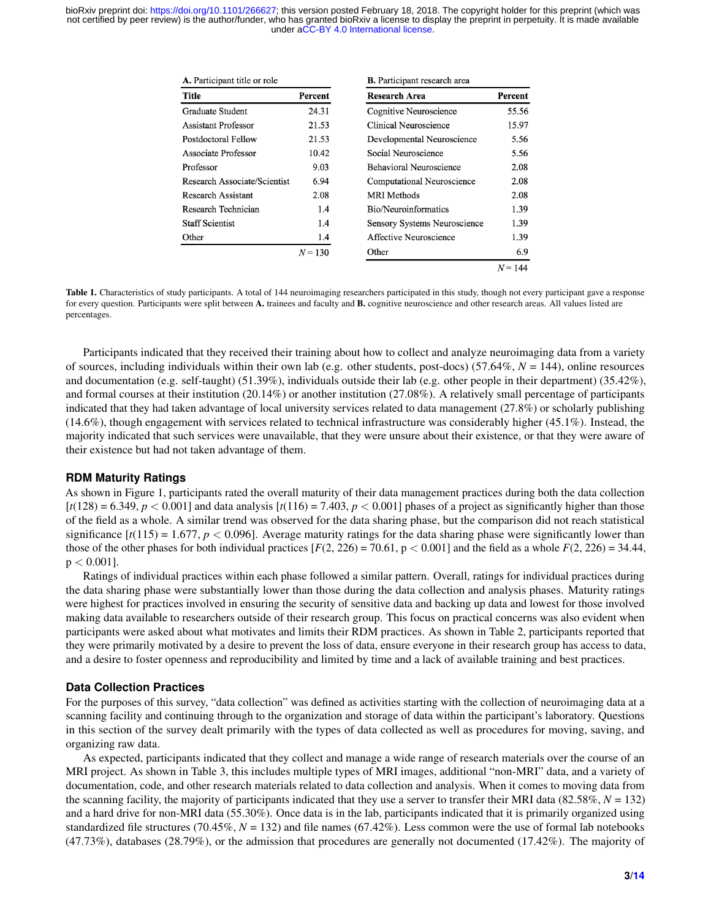**A.** Participant title or role

| Title | Percent |
|---|---|
| Graduate Student | 24.31 |
| Assistant Professor | 21.53 |
| Postdoctoral Fellow | 21.53 |
| Associate Professor | 10.42 |
| Professor | 9.03 |
| Research Associate/Scientist | 6.94 |
| Research Assistant | 2.08 |
| Research Technician | 1.4 |
| Staff Scientist | 1.4 |
| Other | 1.4 |
| | $N = 130$ |

**B.** Participant research area

| Research Area | Percent |
|---|---|
| Cognitive Neuroscience | 55.56 |
| Clinical Neuroscience | 15.97 |
| Developmental Neuroscience | 5.56 |
| Social Neuroscience | 5.56 |
| Behavioral Neuroscience | 2.08 |
| Computational Neuroscience | 2.08 |
| MRI Methods | 2.08 |
| Bio/Neuroinformatics | 1.39 |
| Sensory Systems Neuroscience | 1.39 |
| Affective Neuroscience | 1.39 |
| Other | 6.9 |
| | $N = 144$ |

**Table 1.** Characteristics of study participants. A total of 144 neuroimaging researchers participated in this study, though not every participant gave a response for every question. Participants were split between **A.** trainees and faculty and **B.** cognitive neuroscience and other research areas. All values listed are percentages.

Participants indicated that they received their training about how to collect and analyze neuroimaging data from a variety of sources, including individuals within their own lab (e.g. other students, post-docs) (57.64%, $N = 144$), online resources and documentation (e.g. self-taught) (51.39%), individuals outside their lab (e.g. other people in their department) (35.42%), and formal courses at their institution (20.14%) or another institution (27.08%). A relatively small percentage of participants indicated that they had taken advantage of local university services related to data management (27.8%) or scholarly publishing (14.6%), though engagement with services related to technical infrastructure was considerably higher (45.1%). Instead, the majority indicated that such services were unavailable, that they were unsure about their existence, or that they were aware of their existence but had not taken advantage of them.

### RDM Maturity Ratings

As shown in Figure 1, participants rated the overall maturity of their data management practices during both the data collection [$t(128) = 6.349$, $p < 0.001$] and data analysis [$t(116) = 7.403$, $p < 0.001$] phases of a project as significantly higher than those of the field as a whole. A similar trend was observed for the data sharing phase, but the comparison did not reach statistical significance [$t(115) = 1.677$, $p < 0.096$]. Average maturity ratings for the data sharing phase were significantly lower than those of the other phases for both individual practices [$F(2, 226) = 70.61$, $p < 0.001$] and the field as a whole $F(2, 226) = 34.44$, $p < 0.001$].

Ratings of individual practices within each phase followed a similar pattern. Overall, ratings for individual practices during the data sharing phase were substantially lower than those during the data collection and analysis phases. Maturity ratings were highest for practices involved in ensuring the security of sensitive data and backing up data and lowest for those involved making data available to researchers outside of their research group. This focus on practical concerns was also evident when participants were asked about what motivates and limits their RDM practices. As shown in Table 2, participants reported that they were primarily motivated by a desire to prevent the loss of data, ensure everyone in their research group has access to data, and a desire to foster openness and reproducibility and limited by time and a lack of available training and best practices.

### Data Collection Practices

For the purposes of this survey, "data collection" was defined as activities starting with the collection of neuroimaging data at a scanning facility and continuing through to the organization and storage of data within the participant's laboratory. Questions in this section of the survey dealt primarily with the types of data collected as well as procedures for moving, saving, and organizing raw data.

As expected, participants indicated that they collect and manage a wide range of research materials over the course of an MRI project. As shown in Table 3, this includes multiple types of MRI images, additional "non-MRI" data, and a variety of documentation, code, and other research materials related to data collection and analysis. When it comes to moving data from the scanning facility, the majority of participants indicated that they use a server to transfer their MRI data (82.58%, $N = 132$) and a hard drive for non-MRI data (55.30%). Once data is in the lab, participants indicated that it is primarily organized using standardized file structures (70.45%, $N = 132$) and file names (67.42%). Less common were the use of formal lab notebooks (47.73%), databases (28.79%), or the admission that procedures are generally not documented (17.42%). The majority of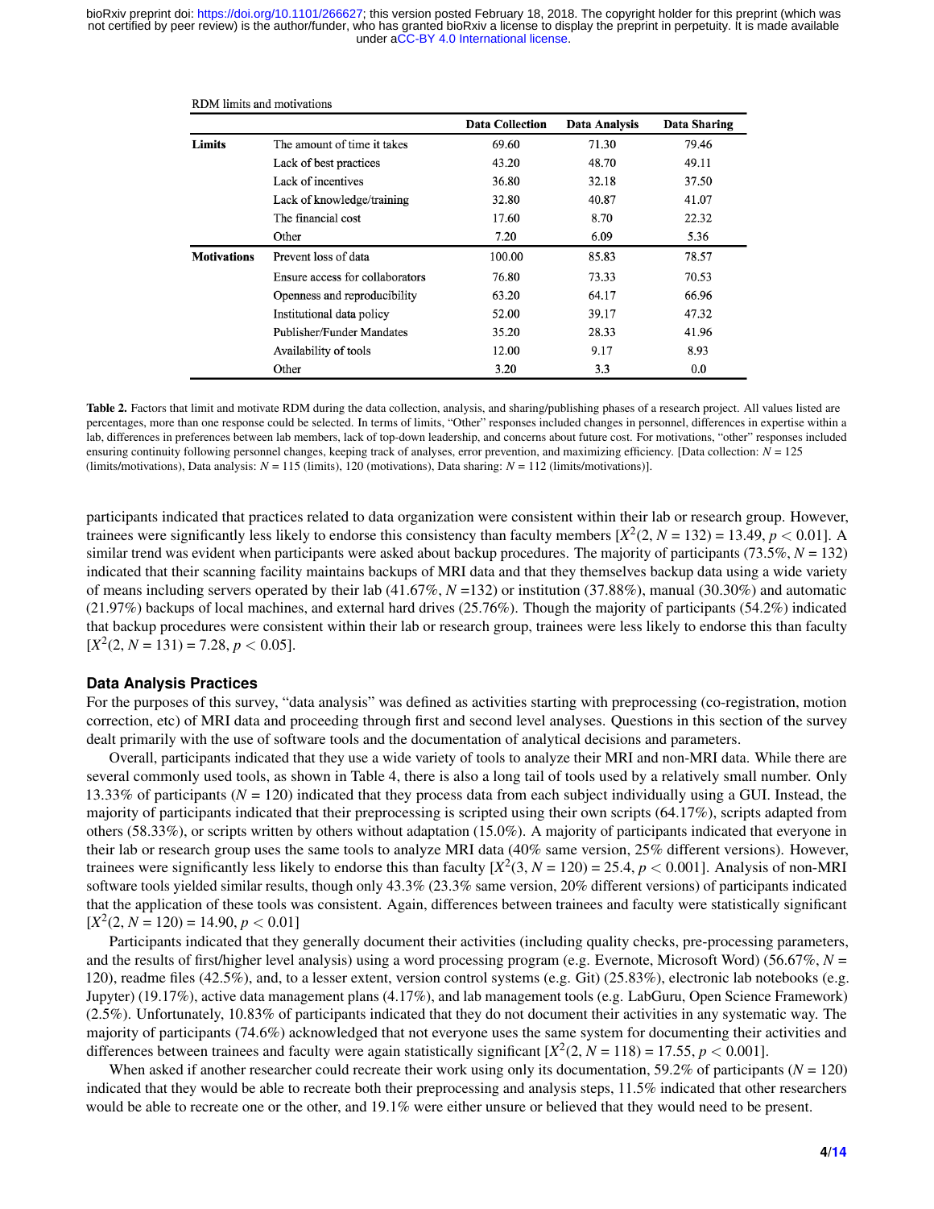RDM limits and motivations

| | | Data Collection | Data Analysis | Data Sharing |
|---|---|---|---|---|
| **Limits** | The amount of time it takes | 69.60 | 71.30 | 79.46 |
| | Lack of best practices | 43.20 | 48.70 | 49.11 |
| | Lack of incentives | 36.80 | 32.18 | 37.50 |
| | Lack of knowledge/training | 32.80 | 40.87 | 41.07 |
| | The financial cost | 17.60 | 8.70 | 22.32 |
| | Other | 7.20 | 6.09 | 5.36 |
| **Motivations** | Prevent loss of data | 100.00 | 85.83 | 78.57 |
| | Ensure access for collaborators | 76.80 | 73.33 | 70.53 |
| | Openness and reproducibility | 63.20 | 64.17 | 66.96 |
| | Institutional data policy | 52.00 | 39.17 | 47.32 |
| | Publisher/Funder Mandates | 35.20 | 28.33 | 41.96 |
| | Availability of tools | 12.00 | 9.17 | 8.93 |
| | Other | 3.20 | 3.3 | 0.0 |

**Table 2.** Factors that limit and motivate RDM during the data collection, analysis, and sharing/publishing phases of a research project. All values listed are percentages, more than one response could be selected. In terms of limits, "Other" responses included changes in personnel, differences in expertise within a lab, differences in preferences between lab members, lack of top-down leadership, and concerns about future cost. For motivations, "other" responses included ensuring continuity following personnel changes, keeping track of analyses, error prevention, and maximizing efficiency. [Data collection: $N$ = 125 (limits/motivations), Data analysis: $N$ = 115 (limits), 120 (motivations), Data sharing: $N$ = 112 (limits/motivations)].

participants indicated that practices related to data organization were consistent within their lab or research group. However, trainees were significantly less likely to endorse this consistency than faculty members [$X^2(2, N = 132) = 13.49, p < 0.01$]. A similar trend was evident when participants were asked about backup procedures. The majority of participants (73.5%, $N$ = 132) indicated that their scanning facility maintains backups of MRI data and that they themselves backup data using a wide variety of means including servers operated by their lab (41.67%, $N$ =132) or institution (37.88%), manual (30.30%) and automatic (21.97%) backups of local machines, and external hard drives (25.76%). Though the majority of participants (54.2%) indicated that backup procedures were consistent within their lab or research group, trainees were less likely to endorse this than faculty [$X^2(2, N = 131) = 7.28, p < 0.05$].

## Data Analysis Practices

For the purposes of this survey, "data analysis" was defined as activities starting with preprocessing (co-registration, motion correction, etc) of MRI data and proceeding through first and second level analyses. Questions in this section of the survey dealt primarily with the use of software tools and the documentation of analytical decisions and parameters.

Overall, participants indicated that they use a wide variety of tools to analyze their MRI and non-MRI data. While there are several commonly used tools, as shown in Table 4, there is also a long tail of tools used by a relatively small number. Only 13.33% of participants ($N$ = 120) indicated that they process data from each subject individually using a GUI. Instead, the majority of participants indicated that their preprocessing is scripted using their own scripts (64.17%), scripts adapted from others (58.33%), or scripts written by others without adaptation (15.0%). A majority of participants indicated that everyone in their lab or research group uses the same tools to analyze MRI data (40% same version, 25% different versions). However, trainees were significantly less likely to endorse this than faculty [$X^2(3, N = 120) = 25.4, p < 0.001$]. Analysis of non-MRI software tools yielded similar results, though only 43.3% (23.3% same version, 20% different versions) of participants indicated that the application of these tools was consistent. Again, differences between trainees and faculty were statistically significant [$X^2(2, N = 120) = 14.90, p < 0.01$]

Participants indicated that they generally document their activities (including quality checks, pre-processing parameters, and the results of first/higher level analysis) using a word processing program (e.g. Evernote, Microsoft Word) (56.67%, $N$ = 120), readme files (42.5%), and, to a lesser extent, version control systems (e.g. Git) (25.83%), electronic lab notebooks (e.g. Jupyter) (19.17%), active data management plans (4.17%), and lab management tools (e.g. LabGuru, Open Science Framework) (2.5%). Unfortunately, 10.83% of participants indicated that they do not document their activities in any systematic way. The majority of participants (74.6%) acknowledged that not everyone uses the same system for documenting their activities and differences between trainees and faculty were again statistically significant [$X^2(2, N = 118) = 17.55, p < 0.001$].

When asked if another researcher could recreate their work using only its documentation, 59.2% of participants ($N$ = 120) indicated that they would be able to recreate both their preprocessing and analysis steps, 11.5% indicated that other researchers would be able to recreate one or the other, and 19.1% were either unsure or believed that they would need to be present.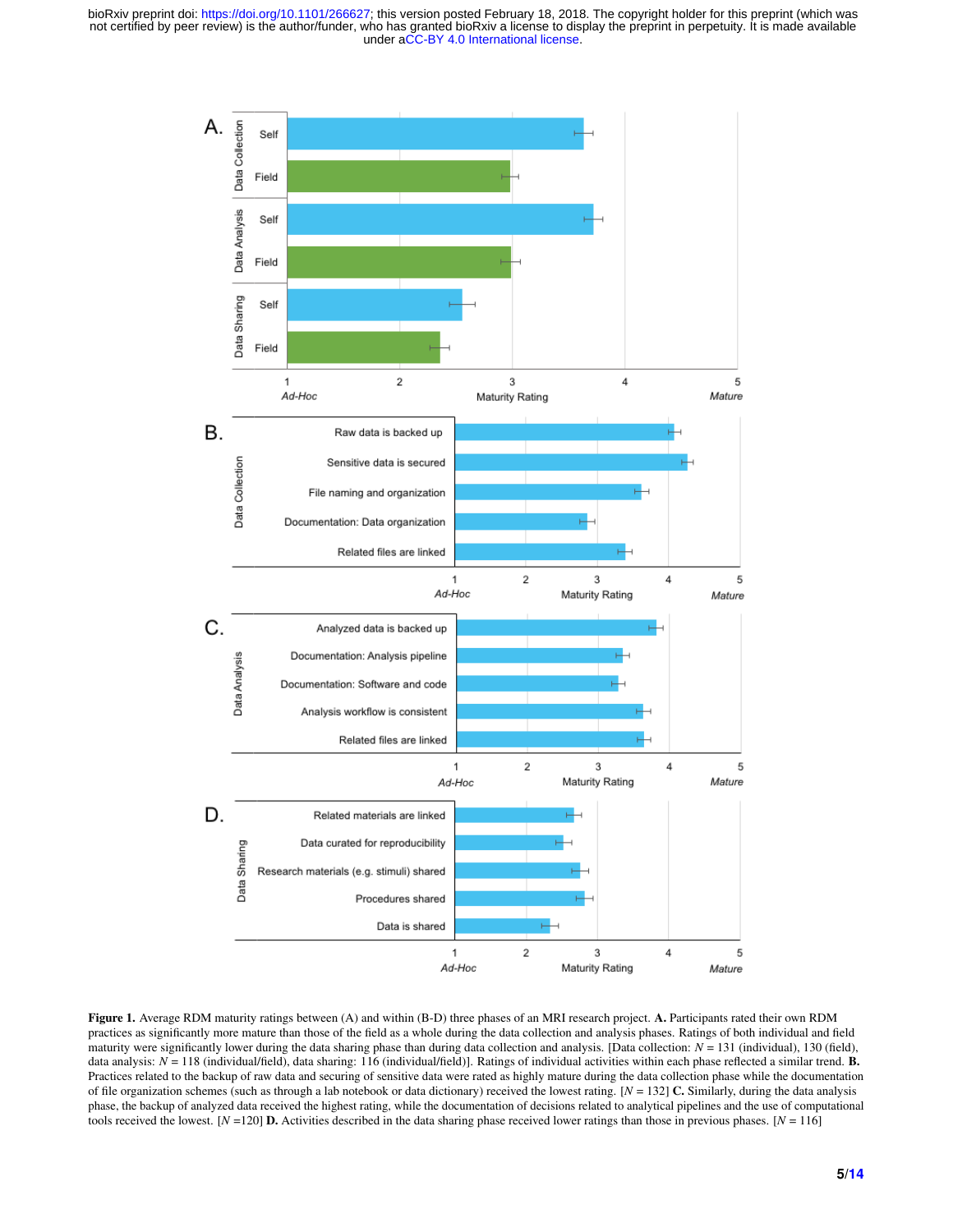A.

Data Collection: Self, Field

Data Analysis: Self, Field

Data Sharing: Self, Field

1 Ad-Hoc; 2; 3 Maturity Rating; 4; 5 Mature

B.

Data Collection

Raw data is backed up

Sensitive data is secured

File naming and organization

Documentation: Data organization

Related files are linked

1 Ad-Hoc; 2; 3 Maturity Rating; 4; 5 Mature

C.

Data Analysis

Analyzed data is backed up

Documentation: Analysis pipeline

Documentation: Software and code

Analysis workflow is consistent

Related files are linked

1 Ad-Hoc; 2; 3 Maturity Rating; 4; 5 Mature

D.

Data Sharing

Related materials are linked

Data curated for reproducibility

Research materials (e.g. stimuli) shared

Procedures shared

Data is shared

1 Ad-Hoc; 2; 3 Maturity Rating; 4; 5 Mature

**Figure 1.** Average RDM maturity ratings between (A) and within (B-D) three phases of an MRI research project. **A.** Participants rated their own RDM practices as significantly more mature than those of the field as a whole during the data collection and analysis phases. Ratings of both individual and field maturity were significantly lower during the data sharing phase than during data collection and analysis. [Data collection: $N$ = 131 (individual), 130 (field), data analysis: $N$ = 118 (individual/field), data sharing: 116 (individual/field)]. Ratings of individual activities within each phase reflected a similar trend. **B.** Practices related to the backup of raw data and securing of sensitive data were rated as highly mature during the data collection phase while the documentation of file organization schemes (such as through a lab notebook or data dictionary) received the lowest rating. [$N$ = 132] **C.** Similarly, during the data analysis phase, the backup of analyzed data received the highest rating, while the documentation of decisions related to analytical pipelines and the use of computational tools received the lowest. [$N$ =120] **D.** Activities described in the data sharing phase received lower ratings than those in previous phases. [$N$ = 116]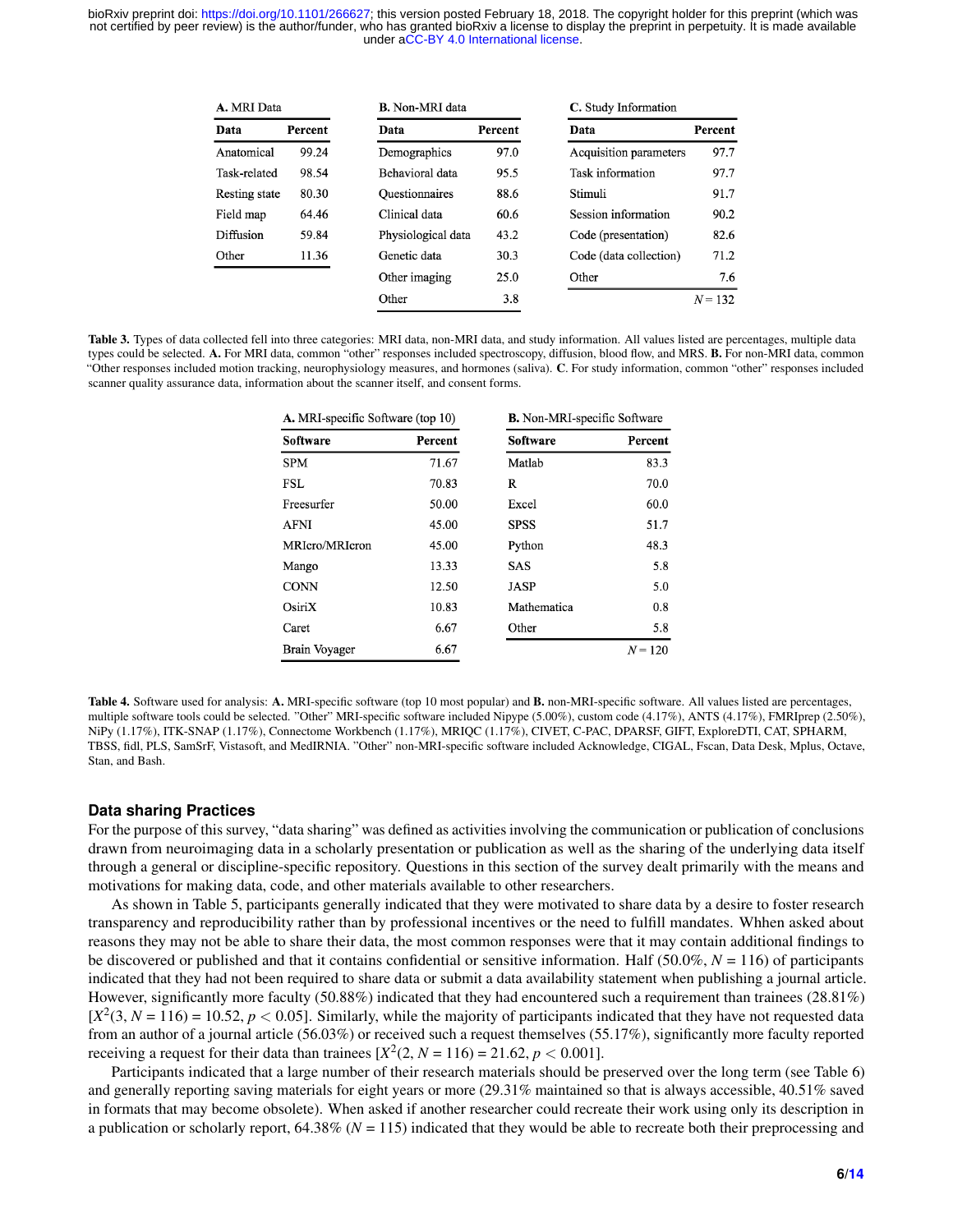**A.** MRI Data

| Data | Percent |
|---|---|
| Anatomical | 99.24 |
| Task-related | 98.54 |
| Resting state | 80.30 |
| Field map | 64.46 |
| Diffusion | 59.84 |
| Other | 11.36 |

**B.** Non-MRI data

| Data | Percent |
|---|---|
| Demographics | 97.0 |
| Behavioral data | 95.5 |
| Questionnaires | 88.6 |
| Clinical data | 60.6 |
| Physiological data | 43.2 |
| Genetic data | 30.3 |
| Other imaging | 25.0 |
| Other | 3.8 |

**C.** Study Information

| Data | Percent |
|---|---|
| Acquisition parameters | 97.7 |
| Task information | 97.7 |
| Stimuli | 91.7 |
| Session information | 90.2 |
| Code (presentation) | 82.6 |
| Code (data collection) | 71.2 |
| Other | 7.6 |
| | $N = 132$ |

**Table 3.** Types of data collected fell into three categories: MRI data, non-MRI data, and study information. All values listed are percentages, multiple data types could be selected. **A.** For MRI data, common "other" responses included spectroscopy, diffusion, blood flow, and MRS. **B.** For non-MRI data, common "Other responses included motion tracking, neurophysiology measures, and hormones (saliva). **C**. For study information, common "other" responses included scanner quality assurance data, information about the scanner itself, and consent forms.

**A.** MRI-specific Software (top 10)

| Software | Percent |
|---|---|
| SPM | 71.67 |
| FSL | 70.83 |
| Freesurfer | 50.00 |
| AFNI | 45.00 |
| MRIcro/MRIcron | 45.00 |
| Mango | 13.33 |
| CONN | 12.50 |
| OsiriX | 10.83 |
| Caret | 6.67 |
| Brain Voyager | 6.67 |

**B.** Non-MRI-specific Software

| Software | Percent |
|---|---|
| Matlab | 83.3 |
| R | 70.0 |
| Excel | 60.0 |
| SPSS | 51.7 |
| Python | 48.3 |
| SAS | 5.8 |
| JASP | 5.0 |
| Mathematica | 0.8 |
| Other | 5.8 |
| | $N = 120$ |

**Table 4.** Software used for analysis: **A.** MRI-specific software (top 10 most popular) and **B.** non-MRI-specific software. All values listed are percentages, multiple software tools could be selected. "Other" MRI-specific software included Nipype (5.00%), custom code (4.17%), ANTS (4.17%), FMRIprep (2.50%), NiPy (1.17%), ITK-SNAP (1.17%), Connectome Workbench (1.17%), MRIQC (1.17%), CIVET, C-PAC, DPARSF, GIFT, ExploreDTI, CAT, SPHARM, TBSS, fidl, PLS, SamSrF, Vistasoft, and MedIRNIA. "Other" non-MRI-specific software included Acknowledge, CIGAL, Fscan, Data Desk, Mplus, Octave, Stan, and Bash.

## Data sharing Practices

For the purpose of this survey, "data sharing" was defined as activities involving the communication or publication of conclusions drawn from neuroimaging data in a scholarly presentation or publication as well as the sharing of the underlying data itself through a general or discipline-specific repository. Questions in this section of the survey dealt primarily with the means and motivations for making data, code, and other materials available to other researchers.

As shown in Table 5, participants generally indicated that they were motivated to share data by a desire to foster research transparency and reproducibility rather than by professional incentives or the need to fulfill mandates. Whhen asked about reasons they may not be able to share their data, the most common responses were that it may contain additional findings to be discovered or published and that it contains confidential or sensitive information. Half (50.0%, $N = 116$) of participants indicated that they had not been required to share data or submit a data availability statement when publishing a journal article. However, significantly more faculty (50.88%) indicated that they had encountered such a requirement than trainees (28.81%) [$X^2(3, N = 116) = 10.52$, $p < 0.05$]. Similarly, while the majority of participants indicated that they have not requested data from an author of a journal article (56.03%) or received such a request themselves (55.17%), significantly more faculty reported receiving a request for their data than trainees [$X^2(2, N = 116) = 21.62$, $p < 0.001$].

Participants indicated that a large number of their research materials should be preserved over the long term (see Table 6) and generally reporting saving materials for eight years or more (29.31% maintained so that is always accessible, 40.51% saved in formats that may become obsolete). When asked if another researcher could recreate their work using only its description in a publication or scholarly report, 64.38% ($N = 115$) indicated that they would be able to recreate both their preprocessing and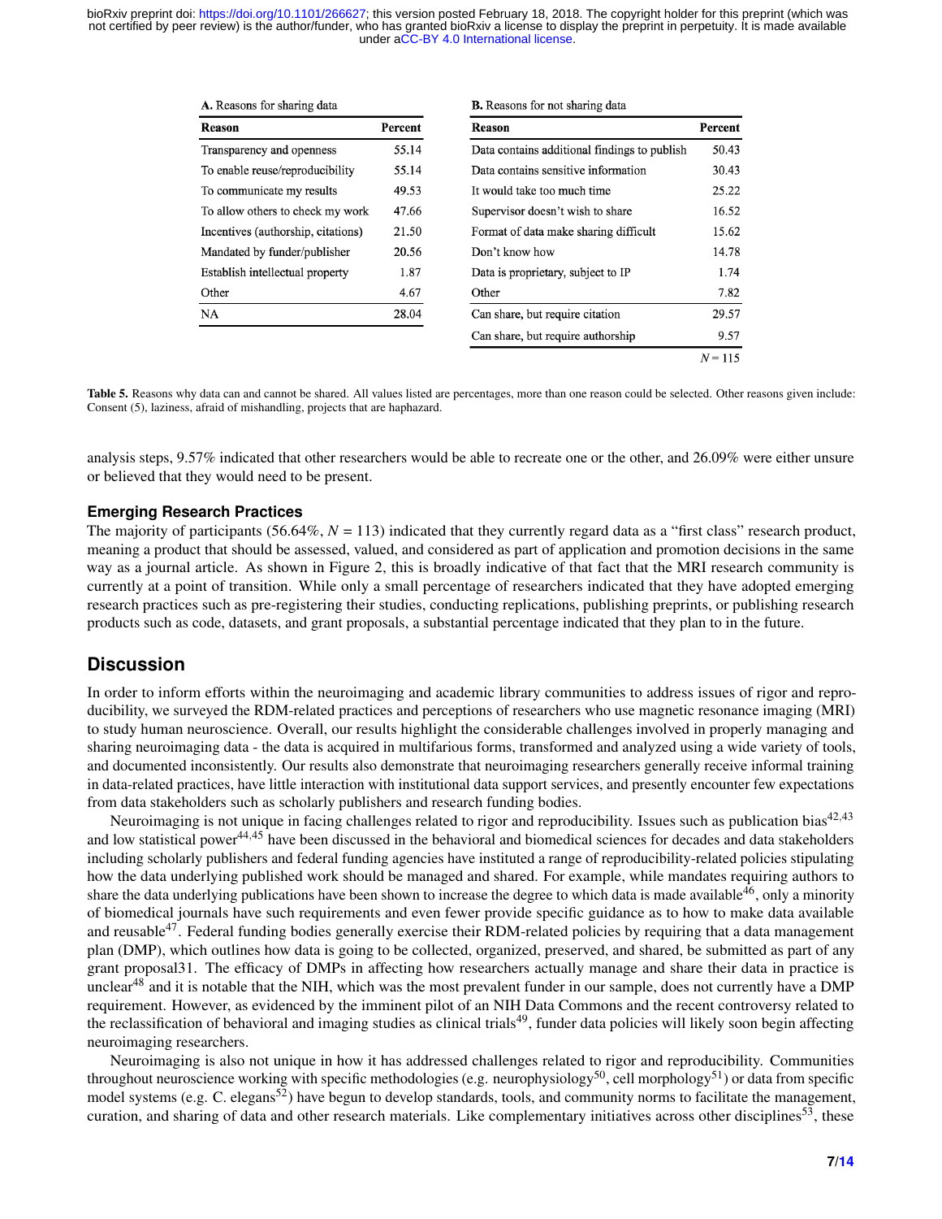**A.** Reasons for sharing data

| Reason | Percent |
|---|---|
| Transparency and openness | 55.14 |
| To enable reuse/reproducibility | 55.14 |
| To communicate my results | 49.53 |
| To allow others to check my work | 47.66 |
| Incentives (authorship, citations) | 21.50 |
| Mandated by funder/publisher | 20.56 |
| Establish intellectual property | 1.87 |
| Other | 4.67 |
| NA | 28.04 |

**B.** Reasons for not sharing data

| Reason | Percent |
|---|---|
| Data contains additional findings to publish | 50.43 |
| Data contains sensitive information | 30.43 |
| It would take too much time | 25.22 |
| Supervisor doesn't wish to share | 16.52 |
| Format of data make sharing difficult | 15.62 |
| Don't know how | 14.78 |
| Data is proprietary, subject to IP | 1.74 |
| Other | 7.82 |
| Can share, but require citation | 29.57 |
| Can share, but require authorship | 9.57 |
| | $N = 115$ |

**Table 5.** Reasons why data can and cannot be shared. All values listed are percentages, more than one reason could be selected. Other reasons given include: Consent (5), laziness, afraid of mishandling, projects that are haphazard.

analysis steps, 9.57% indicated that other researchers would be able to recreate one or the other, and 26.09% were either unsure or believed that they would need to be present.

### Emerging Research Practices

The majority of participants (56.64%, $N = 113$) indicated that they currently regard data as a "first class" research product, meaning a product that should be assessed, valued, and considered as part of application and promotion decisions in the same way as a journal article. As shown in Figure 2, this is broadly indicative of that fact that the MRI research community is currently at a point of transition. While only a small percentage of researchers indicated that they have adopted emerging research practices such as pre-registering their studies, conducting replications, publishing preprints, or publishing research products such as code, datasets, and grant proposals, a substantial percentage indicated that they plan to in the future.

## Discussion

In order to inform efforts within the neuroimaging and academic library communities to address issues of rigor and reproducibility, we surveyed the RDM-related practices and perceptions of researchers who use magnetic resonance imaging (MRI) to study human neuroscience. Overall, our results highlight the considerable challenges involved in properly managing and sharing neuroimaging data - the data is acquired in multifarious forms, transformed and analyzed using a wide variety of tools, and documented inconsistently. Our results also demonstrate that neuroimaging researchers generally receive informal training in data-related practices, have little interaction with institutional data support services, and presently encounter few expectations from data stakeholders such as scholarly publishers and research funding bodies.

Neuroimaging is not unique in facing challenges related to rigor and reproducibility. Issues such as publication bias[42,43] and low statistical power[44,45] have been discussed in the behavioral and biomedical sciences for decades and data stakeholders including scholarly publishers and federal funding agencies have instituted a range of reproducibility-related policies stipulating how the data underlying published work should be managed and shared. For example, while mandates requiring authors to share the data underlying publications have been shown to increase the degree to which data is made available[46], only a minority of biomedical journals have such requirements and even fewer provide specific guidance as to how to make data available and reusable[47]. Federal funding bodies generally exercise their RDM-related policies by requiring that a data management plan (DMP), which outlines how data is going to be collected, organized, preserved, and shared, be submitted as part of any grant proposal31. The efficacy of DMPs in affecting how researchers actually manage and share their data in practice is unclear[48] and it is notable that the NIH, which was the most prevalent funder in our sample, does not currently have a DMP requirement. However, as evidenced by the imminent pilot of an NIH Data Commons and the recent controversy related to the reclassification of behavioral and imaging studies as clinical trials[49], funder data policies will likely soon begin affecting neuroimaging researchers.

Neuroimaging is also not unique in how it has addressed challenges related to rigor and reproducibility. Communities throughout neuroscience working with specific methodologies (e.g. neurophysiology[50], cell morphology[51]) or data from specific model systems (e.g. C. elegans[52]) have begun to develop standards, tools, and community norms to facilitate the management, curation, and sharing of data and other research materials. Like complementary initiatives across other disciplines[53], these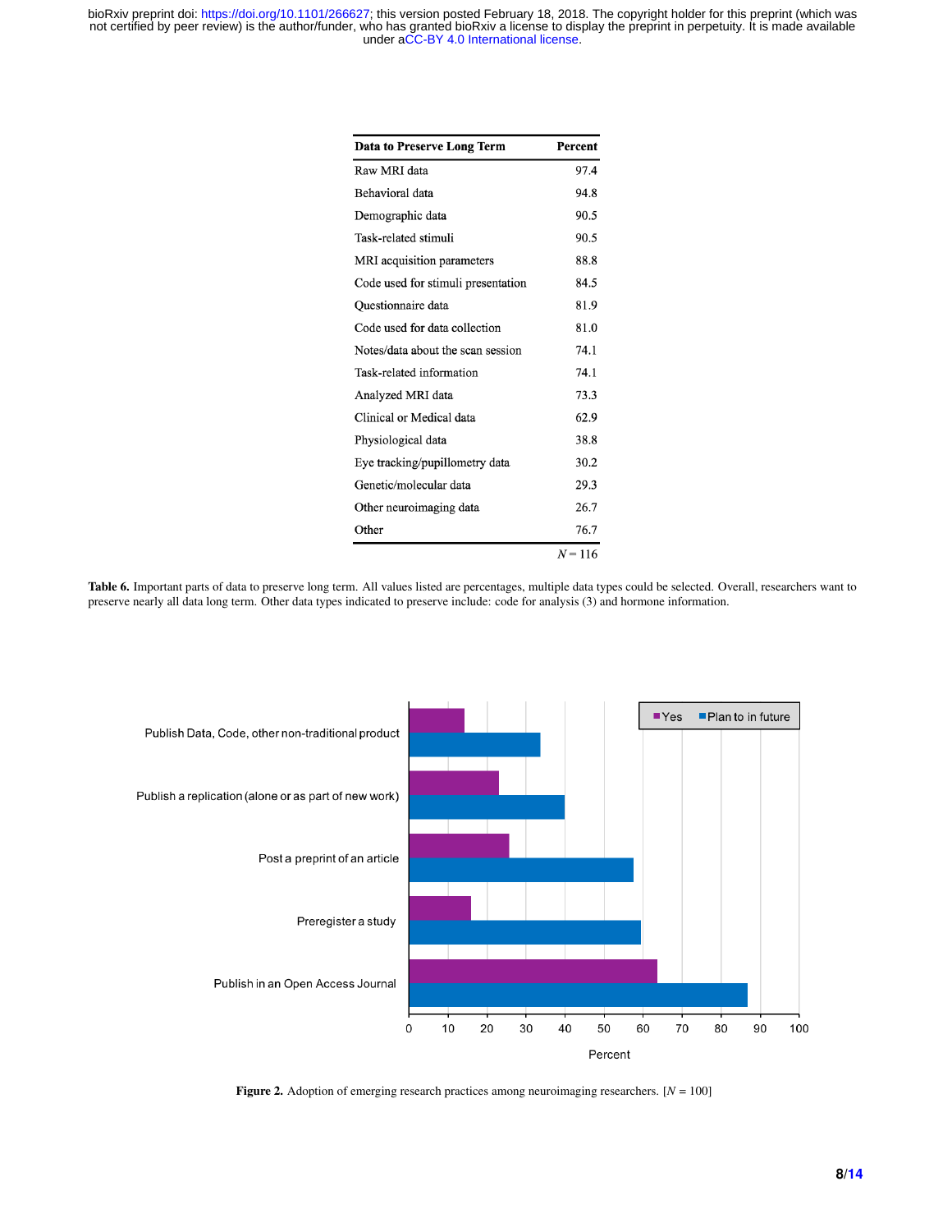| Data to Preserve Long Term | Percent |
|---|---|
| Raw MRI data | 97.4 |
| Behavioral data | 94.8 |
| Demographic data | 90.5 |
| Task-related stimuli | 90.5 |
| MRI acquisition parameters | 88.8 |
| Code used for stimuli presentation | 84.5 |
| Questionnaire data | 81.9 |
| Code used for data collection | 81.0 |
| Notes/data about the scan session | 74.1 |
| Task-related information | 74.1 |
| Analyzed MRI data | 73.3 |
| Clinical or Medical data | 62.9 |
| Physiological data | 38.8 |
| Eye tracking/pupillometry data | 30.2 |
| Genetic/molecular data | 29.3 |
| Other neuroimaging data | 26.7 |
| Other | 76.7 |
| | $N = 116$ |

**Table 6.** Important parts of data to preserve long term. All values listed are percentages, multiple data types could be selected. Overall, researchers want to preserve nearly all data long term. Other data types indicated to preserve include: code for analysis (3) and hormone information.

Yes
Plan to in future

Publish Data, Code, other non-traditional product
Publish a replication (alone or as part of new work)
Post a preprint of an article
Preregister a study
Publish in an Open Access Journal

0 10 20 30 40 50 60 70 80 90 100

Percent

**Figure 2.** Adoption of emerging research practices among neuroimaging researchers. [$N = 100$]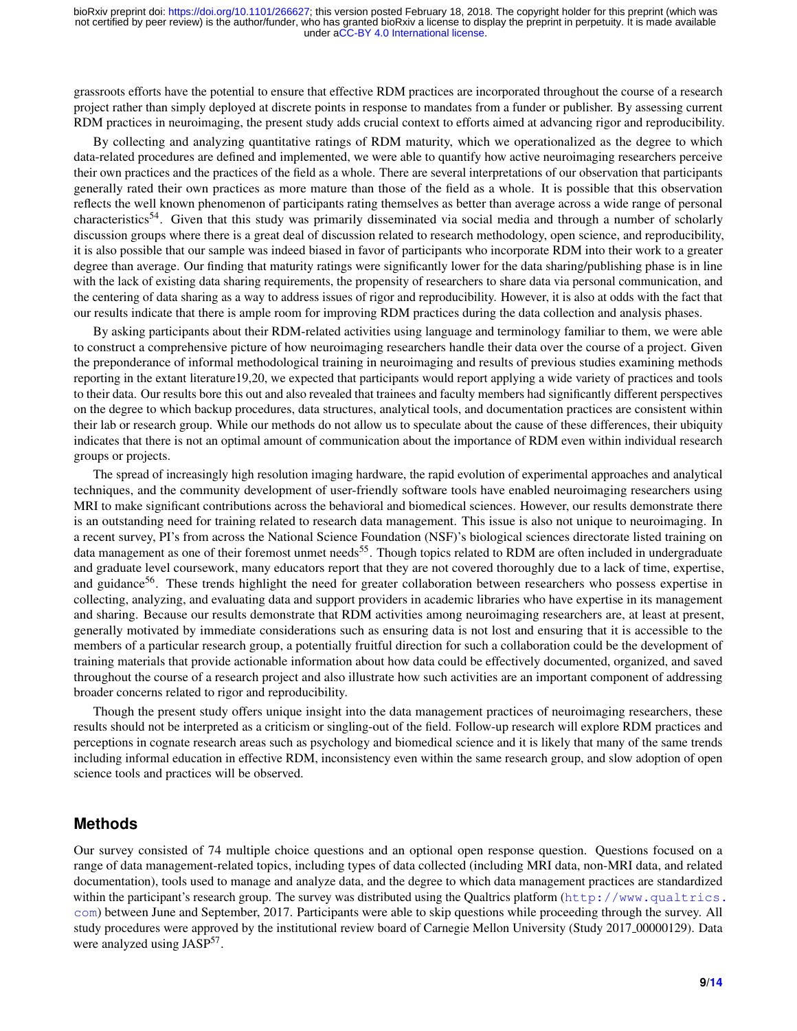grassroots efforts have the potential to ensure that effective RDM practices are incorporated throughout the course of a research project rather than simply deployed at discrete points in response to mandates from a funder or publisher. By assessing current RDM practices in neuroimaging, the present study adds crucial context to efforts aimed at advancing rigor and reproducibility.

By collecting and analyzing quantitative ratings of RDM maturity, which we operationalized as the degree to which data-related procedures are defined and implemented, we were able to quantify how active neuroimaging researchers perceive their own practices and the practices of the field as a whole. There are several interpretations of our observation that participants generally rated their own practices as more mature than those of the field as a whole. It is possible that this observation reflects the well known phenomenon of participants rating themselves as better than average across a wide range of personal characteristics[54]. Given that this study was primarily disseminated via social media and through a number of scholarly discussion groups where there is a great deal of discussion related to research methodology, open science, and reproducibility, it is also possible that our sample was indeed biased in favor of participants who incorporate RDM into their work to a greater degree than average. Our finding that maturity ratings were significantly lower for the data sharing/publishing phase is in line with the lack of existing data sharing requirements, the propensity of researchers to share data via personal communication, and the centering of data sharing as a way to address issues of rigor and reproducibility. However, it is also at odds with the fact that our results indicate that there is ample room for improving RDM practices during the data collection and analysis phases.

By asking participants about their RDM-related activities using language and terminology familiar to them, we were able to construct a comprehensive picture of how neuroimaging researchers handle their data over the course of a project. Given the preponderance of informal methodological training in neuroimaging and results of previous studies examining methods reporting in the extant literature19,20, we expected that participants would report applying a wide variety of practices and tools to their data. Our results bore this out and also revealed that trainees and faculty members had significantly different perspectives on the degree to which backup procedures, data structures, analytical tools, and documentation practices are consistent within their lab or research group. While our methods do not allow us to speculate about the cause of these differences, their ubiquity indicates that there is not an optimal amount of communication about the importance of RDM even within individual research groups or projects.

The spread of increasingly high resolution imaging hardware, the rapid evolution of experimental approaches and analytical techniques, and the community development of user-friendly software tools have enabled neuroimaging researchers using MRI to make significant contributions across the behavioral and biomedical sciences. However, our results demonstrate there is an outstanding need for training related to research data management. This issue is also not unique to neuroimaging. In a recent survey, PI's from across the National Science Foundation (NSF)'s biological sciences directorate listed training on data management as one of their foremost unmet needs[55]. Though topics related to RDM are often included in undergraduate and graduate level coursework, many educators report that they are not covered thoroughly due to a lack of time, expertise, and guidance[56]. These trends highlight the need for greater collaboration between researchers who possess expertise in collecting, analyzing, and evaluating data and support providers in academic libraries who have expertise in its management and sharing. Because our results demonstrate that RDM activities among neuroimaging researchers are, at least at present, generally motivated by immediate considerations such as ensuring data is not lost and ensuring that it is accessible to the members of a particular research group, a potentially fruitful direction for such a collaboration could be the development of training materials that provide actionable information about how data could be effectively documented, organized, and saved throughout the course of a research project and also illustrate how such activities are an important component of addressing broader concerns related to rigor and reproducibility.

Though the present study offers unique insight into the data management practices of neuroimaging researchers, these results should not be interpreted as a criticism or singling-out of the field. Follow-up research will explore RDM practices and perceptions in cognate research areas such as psychology and biomedical science and it is likely that many of the same trends including informal education in effective RDM, inconsistency even within the same research group, and slow adoption of open science tools and practices will be observed.

## Methods

Our survey consisted of 74 multiple choice questions and an optional open response question. Questions focused on a range of data management-related topics, including types of data collected (including MRI data, non-MRI data, and related documentation), tools used to manage and analyze data, and the degree to which data management practices are standardized within the participant's research group. The survey was distributed using the Qualtrics platform (http://www.qualtrics.com) between June and September, 2017. Participants were able to skip questions while proceeding through the survey. All study procedures were approved by the institutional review board of Carnegie Mellon University (Study 2017_00000129). Data were analyzed using JASP[57].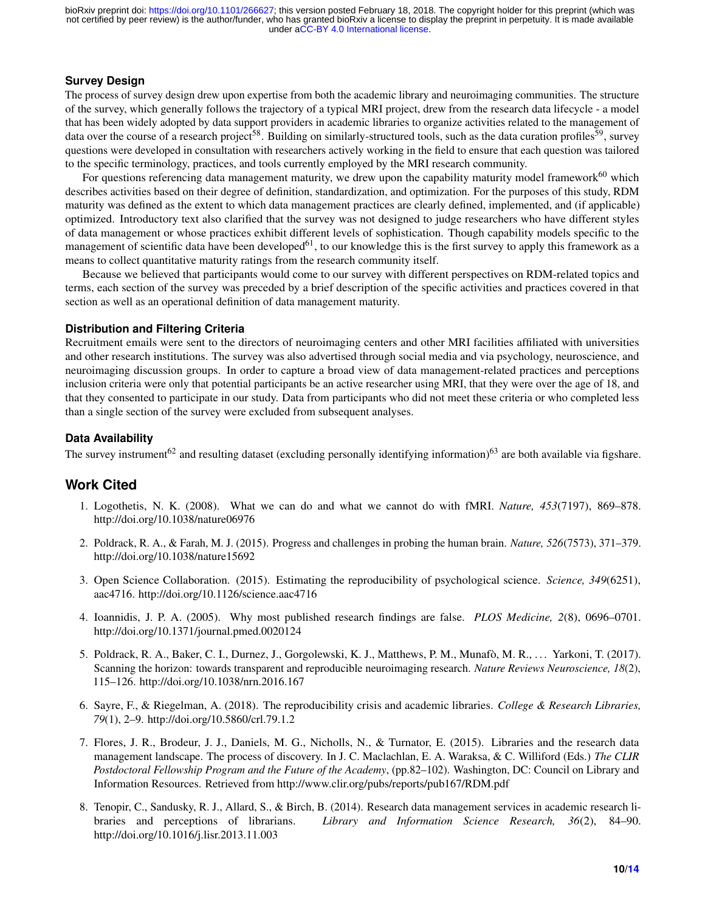### Survey Design

The process of survey design drew upon expertise from both the academic library and neuroimaging communities. The structure of the survey, which generally follows the trajectory of a typical MRI project, drew from the research data lifecycle - a model that has been widely adopted by data support providers in academic libraries to organize activities related to the management of data over the course of a research project[58]. Building on similarly-structured tools, such as the data curation profiles[59], survey questions were developed in consultation with researchers actively working in the field to ensure that each question was tailored to the specific terminology, practices, and tools currently employed by the MRI research community.

For questions referencing data management maturity, we drew upon the capability maturity model framework[60] which describes activities based on their degree of definition, standardization, and optimization. For the purposes of this study, RDM maturity was defined as the extent to which data management practices are clearly defined, implemented, and (if applicable) optimized. Introductory text also clarified that the survey was not designed to judge researchers who have different styles of data management or whose practices exhibit different levels of sophistication. Though capability models specific to the management of scientific data have been developed[61], to our knowledge this is the first survey to apply this framework as a means to collect quantitative maturity ratings from the research community itself.

Because we believed that participants would come to our survey with different perspectives on RDM-related topics and terms, each section of the survey was preceded by a brief description of the specific activities and practices covered in that section as well as an operational definition of data management maturity.

### Distribution and Filtering Criteria

Recruitment emails were sent to the directors of neuroimaging centers and other MRI facilities affiliated with universities and other research institutions. The survey was also advertised through social media and via psychology, neuroscience, and neuroimaging discussion groups. In order to capture a broad view of data management-related practices and perceptions inclusion criteria were only that potential participants be an active researcher using MRI, that they were over the age of 18, and that they consented to participate in our study. Data from participants who did not meet these criteria or who completed less than a single section of the survey were excluded from subsequent analyses.

### Data Availability

The survey instrument[62] and resulting dataset (excluding personally identifying information)[63] are both available via figshare.

## Work Cited

1. Logothetis, N. K. (2008). What we can do and what we cannot do with fMRI. *Nature, 453*(7197), 869–878. http://doi.org/10.1038/nature06976
2. Poldrack, R. A., & Farah, M. J. (2015). Progress and challenges in probing the human brain. *Nature, 526*(7573), 371–379. http://doi.org/10.1038/nature15692
3. Open Science Collaboration. (2015). Estimating the reproducibility of psychological science. *Science, 349*(6251), aac4716. http://doi.org/10.1126/science.aac4716
4. Ioannidis, J. P. A. (2005). Why most published research findings are false. *PLOS Medicine, 2*(8), 0696–0701. http://doi.org/10.1371/journal.pmed.0020124
5. Poldrack, R. A., Baker, C. I., Durnez, J., Gorgolewski, K. J., Matthews, P. M., Munafò, M. R., … Yarkoni, T. (2017). Scanning the horizon: towards transparent and reproducible neuroimaging research. *Nature Reviews Neuroscience, 18*(2), 115–126. http://doi.org/10.1038/nrn.2016.167
6. Sayre, F., & Riegelman, A. (2018). The reproducibility crisis and academic libraries. *College & Research Libraries, 79*(1), 2–9. http://doi.org/10.5860/crl.79.1.2
7. Flores, J. R., Brodeur, J. J., Daniels, M. G., Nicholls, N., & Turnator, E. (2015). Libraries and the research data management landscape. The process of discovery. In J. C. Maclachlan, E. A. Waraksa, & C. Williford (Eds.) *The CLIR Postdoctoral Fellowship Program and the Future of the Academy*, (pp.82–102). Washington, DC: Council on Library and Information Resources. Retrieved from http://www.clir.org/pubs/reports/pub167/RDM.pdf
8. Tenopir, C., Sandusky, R. J., Allard, S., & Birch, B. (2014). Research data management services in academic research libraries and perceptions of librarians. *Library and Information Science Research, 36*(2), 84–90. http://doi.org/10.1016/j.lisr.2013.11.003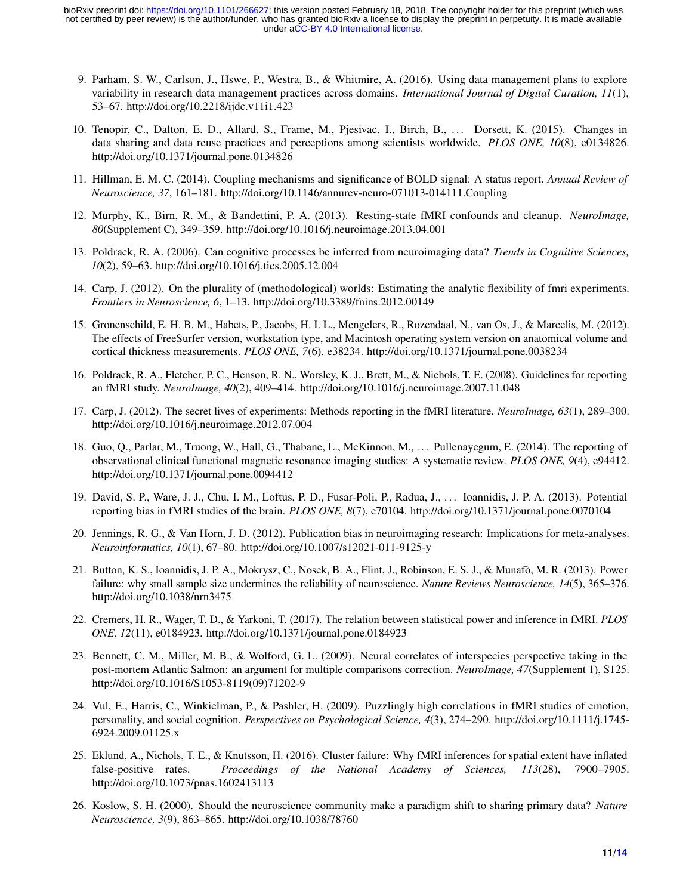9. Parham, S. W., Carlson, J., Hswe, P., Westra, B., & Whitmire, A. (2016). Using data management plans to explore variability in research data management practices across domains. *International Journal of Digital Curation, 11*(1), 53–67. http://doi.org/10.2218/ijdc.v11i1.423

10. Tenopir, C., Dalton, E. D., Allard, S., Frame, M., Pjesivac, I., Birch, B., … Dorsett, K. (2015). Changes in data sharing and data reuse practices and perceptions among scientists worldwide. *PLOS ONE, 10*(8), e0134826. http://doi.org/10.1371/journal.pone.0134826

11. Hillman, E. M. C. (2014). Coupling mechanisms and significance of BOLD signal: A status report. *Annual Review of Neuroscience, 37*, 161–181. http://doi.org/10.1146/annurev-neuro-071013-014111.Coupling

12. Murphy, K., Birn, R. M., & Bandettini, P. A. (2013). Resting-state fMRI confounds and cleanup. *NeuroImage, 80*(Supplement C), 349–359. http://doi.org/10.1016/j.neuroimage.2013.04.001

13. Poldrack, R. A. (2006). Can cognitive processes be inferred from neuroimaging data? *Trends in Cognitive Sciences, 10*(2), 59–63. http://doi.org/10.1016/j.tics.2005.12.004

14. Carp, J. (2012). On the plurality of (methodological) worlds: Estimating the analytic flexibility of fmri experiments. *Frontiers in Neuroscience, 6*, 1–13. http://doi.org/10.3389/fnins.2012.00149

15. Gronenschild, E. H. B. M., Habets, P., Jacobs, H. I. L., Mengelers, R., Rozendaal, N., van Os, J., & Marcelis, M. (2012). The effects of FreeSurfer version, workstation type, and Macintosh operating system version on anatomical volume and cortical thickness measurements. *PLOS ONE, 7*(6). e38234. http://doi.org/10.1371/journal.pone.0038234

16. Poldrack, R. A., Fletcher, P. C., Henson, R. N., Worsley, K. J., Brett, M., & Nichols, T. E. (2008). Guidelines for reporting an fMRI study. *NeuroImage, 40*(2), 409–414. http://doi.org/10.1016/j.neuroimage.2007.11.048

17. Carp, J. (2012). The secret lives of experiments: Methods reporting in the fMRI literature. *NeuroImage, 63*(1), 289–300. http://doi.org/10.1016/j.neuroimage.2012.07.004

18. Guo, Q., Parlar, M., Truong, W., Hall, G., Thabane, L., McKinnon, M., … Pullenayegum, E. (2014). The reporting of observational clinical functional magnetic resonance imaging studies: A systematic review. *PLOS ONE, 9*(4), e94412. http://doi.org/10.1371/journal.pone.0094412

19. David, S. P., Ware, J. J., Chu, I. M., Loftus, P. D., Fusar-Poli, P., Radua, J., … Ioannidis, J. P. A. (2013). Potential reporting bias in fMRI studies of the brain. *PLOS ONE, 8*(7), e70104. http://doi.org/10.1371/journal.pone.0070104

20. Jennings, R. G., & Van Horn, J. D. (2012). Publication bias in neuroimaging research: Implications for meta-analyses. *Neuroinformatics, 10*(1), 67–80. http://doi.org/10.1007/s12021-011-9125-y

21. Button, K. S., Ioannidis, J. P. A., Mokrysz, C., Nosek, B. A., Flint, J., Robinson, E. S. J., & Munafò, M. R. (2013). Power failure: why small sample size undermines the reliability of neuroscience. *Nature Reviews Neuroscience, 14*(5), 365–376. http://doi.org/10.1038/nrn3475

22. Cremers, H. R., Wager, T. D., & Yarkoni, T. (2017). The relation between statistical power and inference in fMRI. *PLOS ONE, 12*(11), e0184923. http://doi.org/10.1371/journal.pone.0184923

23. Bennett, C. M., Miller, M. B., & Wolford, G. L. (2009). Neural correlates of interspecies perspective taking in the post-mortem Atlantic Salmon: an argument for multiple comparisons correction. *NeuroImage, 47*(Supplement 1), S125. http://doi.org/10.1016/S1053-8119(09)71202-9

24. Vul, E., Harris, C., Winkielman, P., & Pashler, H. (2009). Puzzlingly high correlations in fMRI studies of emotion, personality, and social cognition. *Perspectives on Psychological Science, 4*(3), 274–290. http://doi.org/10.1111/j.1745-6924.2009.01125.x

25. Eklund, A., Nichols, T. E., & Knutsson, H. (2016). Cluster failure: Why fMRI inferences for spatial extent have inflated false-positive rates. *Proceedings of the National Academy of Sciences, 113*(28), 7900–7905. http://doi.org/10.1073/pnas.1602413113

26. Koslow, S. H. (2000). Should the neuroscience community make a paradigm shift to sharing primary data? *Nature Neuroscience, 3*(9), 863–865. http://doi.org/10.1038/78760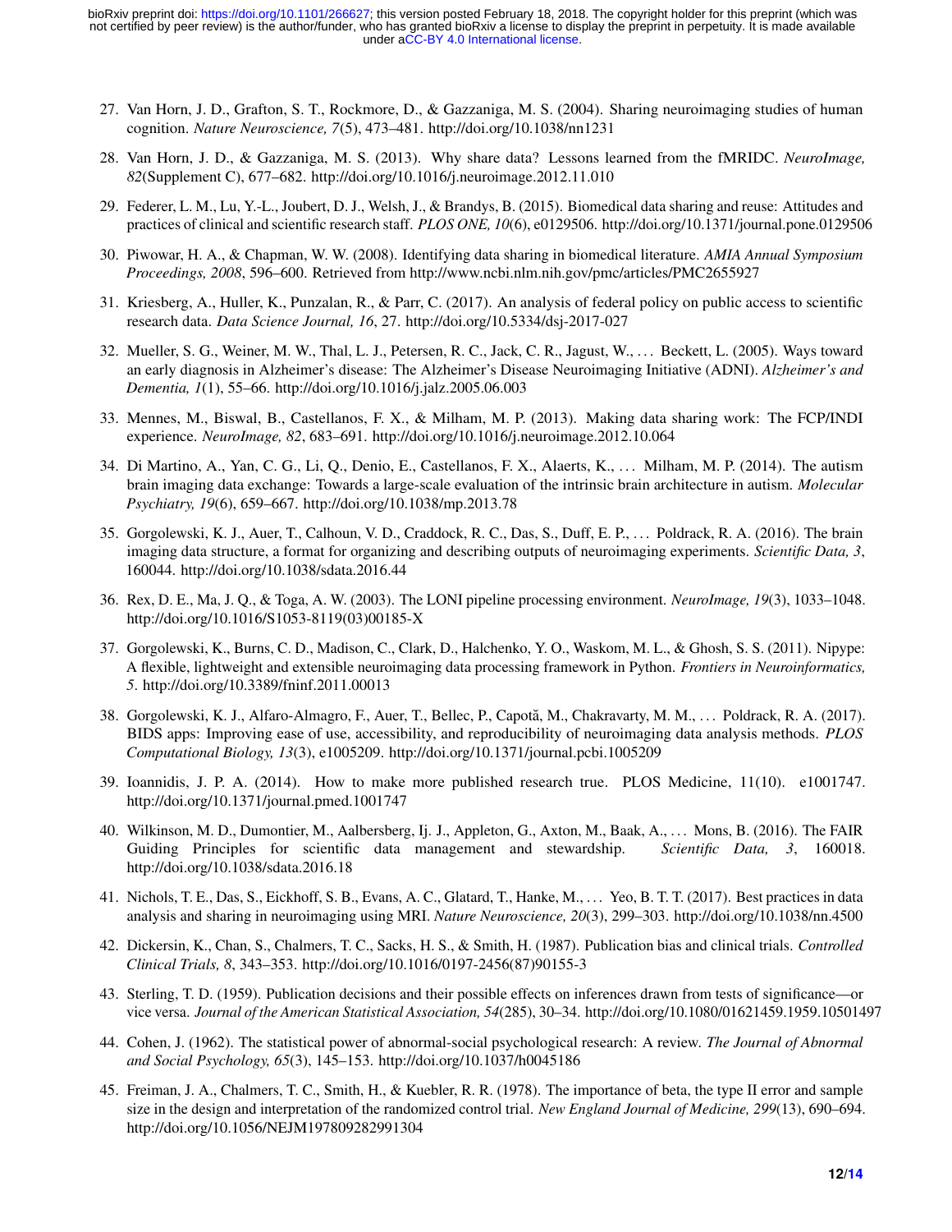27. Van Horn, J. D., Grafton, S. T., Rockmore, D., & Gazzaniga, M. S. (2004). Sharing neuroimaging studies of human cognition. *Nature Neuroscience, 7*(5), 473–481. http://doi.org/10.1038/nn1231

28. Van Horn, J. D., & Gazzaniga, M. S. (2013). Why share data? Lessons learned from the fMRIDC. *NeuroImage, 82*(Supplement C), 677–682. http://doi.org/10.1016/j.neuroimage.2012.11.010

29. Federer, L. M., Lu, Y.-L., Joubert, D. J., Welsh, J., & Brandys, B. (2015). Biomedical data sharing and reuse: Attitudes and practices of clinical and scientific research staff. *PLOS ONE, 10*(6), e0129506. http://doi.org/10.1371/journal.pone.0129506

30. Piwowar, H. A., & Chapman, W. W. (2008). Identifying data sharing in biomedical literature. *AMIA Annual Symposium Proceedings, 2008*, 596–600. Retrieved from http://www.ncbi.nlm.nih.gov/pmc/articles/PMC2655927

31. Kriesberg, A., Huller, K., Punzalan, R., & Parr, C. (2017). An analysis of federal policy on public access to scientific research data. *Data Science Journal, 16*, 27. http://doi.org/10.5334/dsj-2017-027

32. Mueller, S. G., Weiner, M. W., Thal, L. J., Petersen, R. C., Jack, C. R., Jagust, W., … Beckett, L. (2005). Ways toward an early diagnosis in Alzheimer's disease: The Alzheimer's Disease Neuroimaging Initiative (ADNI). *Alzheimer's and Dementia, 1*(1), 55–66. http://doi.org/10.1016/j.jalz.2005.06.003

33. Mennes, M., Biswal, B., Castellanos, F. X., & Milham, M. P. (2013). Making data sharing work: The FCP/INDI experience. *NeuroImage, 82*, 683–691. http://doi.org/10.1016/j.neuroimage.2012.10.064

34. Di Martino, A., Yan, C. G., Li, Q., Denio, E., Castellanos, F. X., Alaerts, K., … Milham, M. P. (2014). The autism brain imaging data exchange: Towards a large-scale evaluation of the intrinsic brain architecture in autism. *Molecular Psychiatry, 19*(6), 659–667. http://doi.org/10.1038/mp.2013.78

35. Gorgolewski, K. J., Auer, T., Calhoun, V. D., Craddock, R. C., Das, S., Duff, E. P., … Poldrack, R. A. (2016). The brain imaging data structure, a format for organizing and describing outputs of neuroimaging experiments. *Scientific Data, 3*, 160044. http://doi.org/10.1038/sdata.2016.44

36. Rex, D. E., Ma, J. Q., & Toga, A. W. (2003). The LONI pipeline processing environment. *NeuroImage, 19*(3), 1033–1048. http://doi.org/10.1016/S1053-8119(03)00185-X

37. Gorgolewski, K., Burns, C. D., Madison, C., Clark, D., Halchenko, Y. O., Waskom, M. L., & Ghosh, S. S. (2011). Nipype: A flexible, lightweight and extensible neuroimaging data processing framework in Python. *Frontiers in Neuroinformatics, 5*. http://doi.org/10.3389/fninf.2011.00013

38. Gorgolewski, K. J., Alfaro-Almagro, F., Auer, T., Bellec, P., Capotă, M., Chakravarty, M. M., … Poldrack, R. A. (2017). BIDS apps: Improving ease of use, accessibility, and reproducibility of neuroimaging data analysis methods. *PLOS Computational Biology, 13*(3), e1005209. http://doi.org/10.1371/journal.pcbi.1005209

39. Ioannidis, J. P. A. (2014). How to make more published research true. PLOS Medicine, 11(10). e1001747. http://doi.org/10.1371/journal.pmed.1001747

40. Wilkinson, M. D., Dumontier, M., Aalbersberg, Ij. J., Appleton, G., Axton, M., Baak, A., … Mons, B. (2016). The FAIR Guiding Principles for scientific data management and stewardship. *Scientific Data, 3*, 160018. http://doi.org/10.1038/sdata.2016.18

41. Nichols, T. E., Das, S., Eickhoff, S. B., Evans, A. C., Glatard, T., Hanke, M., … Yeo, B. T. T. (2017). Best practices in data analysis and sharing in neuroimaging using MRI. *Nature Neuroscience, 20*(3), 299–303. http://doi.org/10.1038/nn.4500

42. Dickersin, K., Chan, S., Chalmers, T. C., Sacks, H. S., & Smith, H. (1987). Publication bias and clinical trials. *Controlled Clinical Trials, 8*, 343–353. http://doi.org/10.1016/0197-2456(87)90155-3

43. Sterling, T. D. (1959). Publication decisions and their possible effects on inferences drawn from tests of significance—or vice versa. *Journal of the American Statistical Association, 54*(285), 30–34. http://doi.org/10.1080/01621459.1959.10501497

44. Cohen, J. (1962). The statistical power of abnormal-social psychological research: A review. *The Journal of Abnormal and Social Psychology, 65*(3), 145–153. http://doi.org/10.1037/h0045186

45. Freiman, J. A., Chalmers, T. C., Smith, H., & Kuebler, R. R. (1978). The importance of beta, the type II error and sample size in the design and interpretation of the randomized control trial. *New England Journal of Medicine, 299*(13), 690–694. http://doi.org/10.1056/NEJM197809282991304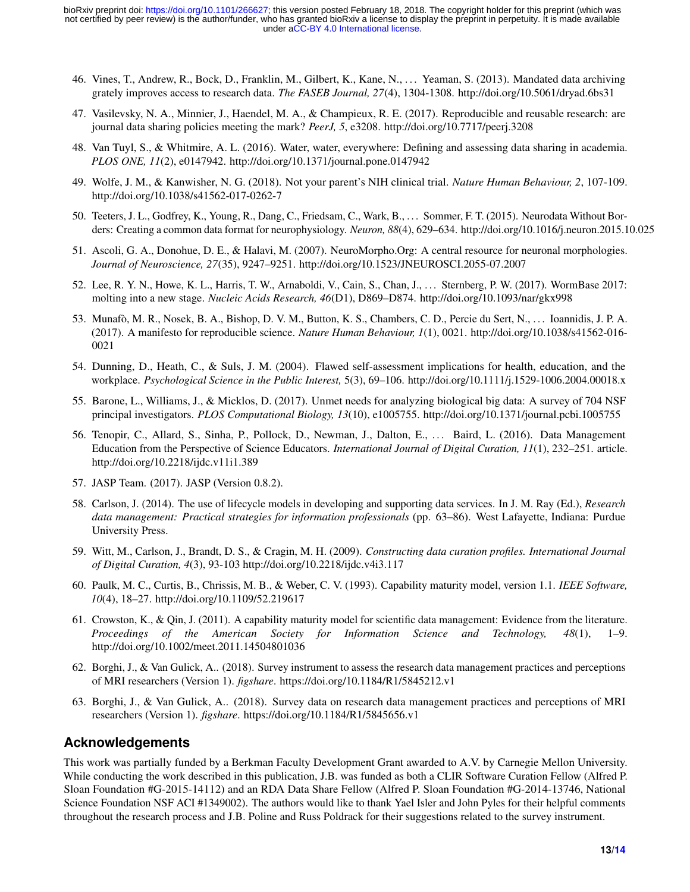46. Vines, T., Andrew, R., Bock, D., Franklin, M., Gilbert, K., Kane, N., … Yeaman, S. (2013). Mandated data archiving grately improves access to research data. *The FASEB Journal, 27*(4), 1304-1308. http://doi.org/10.5061/dryad.6bs31

47. Vasilevsky, N. A., Minnier, J., Haendel, M. A., & Champieux, R. E. (2017). Reproducible and reusable research: are journal data sharing policies meeting the mark? *PeerJ, 5*, e3208. http://doi.org/10.7717/peerj.3208

48. Van Tuyl, S., & Whitmire, A. L. (2016). Water, water, everywhere: Defining and assessing data sharing in academia. *PLOS ONE, 11*(2), e0147942. http://doi.org/10.1371/journal.pone.0147942

49. Wolfe, J. M., & Kanwisher, N. G. (2018). Not your parent's NIH clinical trial. *Nature Human Behaviour, 2*, 107-109. http://doi.org/10.1038/s41562-017-0262-7

50. Teeters, J. L., Godfrey, K., Young, R., Dang, C., Friedsam, C., Wark, B., … Sommer, F. T. (2015). Neurodata Without Borders: Creating a common data format for neurophysiology. *Neuron, 88*(4), 629–634. http://doi.org/10.1016/j.neuron.2015.10.025

51. Ascoli, G. A., Donohue, D. E., & Halavi, M. (2007). NeuroMorpho.Org: A central resource for neuronal morphologies. *Journal of Neuroscience, 27*(35), 9247–9251. http://doi.org/10.1523/JNEUROSCI.2055-07.2007

52. Lee, R. Y. N., Howe, K. L., Harris, T. W., Arnaboldi, V., Cain, S., Chan, J., … Sternberg, P. W. (2017). WormBase 2017: molting into a new stage. *Nucleic Acids Research, 46*(D1), D869–D874. http://doi.org/10.1093/nar/gkx998

53. Munafò, M. R., Nosek, B. A., Bishop, D. V. M., Button, K. S., Chambers, C. D., Percie du Sert, N., … Ioannidis, J. P. A. (2017). A manifesto for reproducible science. *Nature Human Behaviour, 1*(1), 0021. http://doi.org/10.1038/s41562-016-0021

54. Dunning, D., Heath, C., & Suls, J. M. (2004). Flawed self-assessment implications for health, education, and the workplace. *Psychological Science in the Public Interest,* 5(3), 69–106. http://doi.org/10.1111/j.1529-1006.2004.00018.x

55. Barone, L., Williams, J., & Micklos, D. (2017). Unmet needs for analyzing biological big data: A survey of 704 NSF principal investigators. *PLOS Computational Biology, 13*(10), e1005755. http://doi.org/10.1371/journal.pcbi.1005755

56. Tenopir, C., Allard, S., Sinha, P., Pollock, D., Newman, J., Dalton, E., … Baird, L. (2016). Data Management Education from the Perspective of Science Educators. *International Journal of Digital Curation, 11*(1), 232–251. article. http://doi.org/10.2218/ijdc.v11i1.389

57. JASP Team. (2017). JASP (Version 0.8.2).

58. Carlson, J. (2014). The use of lifecycle models in developing and supporting data services. In J. M. Ray (Ed.), *Research data management: Practical strategies for information professionals* (pp. 63–86). West Lafayette, Indiana: Purdue University Press.

59. Witt, M., Carlson, J., Brandt, D. S., & Cragin, M. H. (2009). *Constructing data curation profiles. International Journal of Digital Curation, 4*(3), 93-103 http://doi.org/10.2218/ijdc.v4i3.117

60. Paulk, M. C., Curtis, B., Chrissis, M. B., & Weber, C. V. (1993). Capability maturity model, version 1.1. *IEEE Software, 10*(4), 18–27. http://doi.org/10.1109/52.219617

61. Crowston, K., & Qin, J. (2011). A capability maturity model for scientific data management: Evidence from the literature. *Proceedings of the American Society for Information Science and Technology, 48*(1), 1–9. http://doi.org/10.1002/meet.2011.14504801036

62. Borghi, J., & Van Gulick, A.. (2018). Survey instrument to assess the research data management practices and perceptions of MRI researchers (Version 1). *figshare*. https://doi.org/10.1184/R1/5845212.v1

63. Borghi, J., & Van Gulick, A.. (2018). Survey data on research data management practices and perceptions of MRI researchers (Version 1). *figshare*. https://doi.org/10.1184/R1/5845656.v1

## Acknowledgements

This work was partially funded by a Berkman Faculty Development Grant awarded to A.V. by Carnegie Mellon University. While conducting the work described in this publication, J.B. was funded as both a CLIR Software Curation Fellow (Alfred P. Sloan Foundation #G-2015-14112) and an RDA Data Share Fellow (Alfred P. Sloan Foundation #G-2014-13746, National Science Foundation NSF ACI #1349002). The authors would like to thank Yael Isler and John Pyles for their helpful comments throughout the research process and J.B. Poline and Russ Poldrack for their suggestions related to the survey instrument.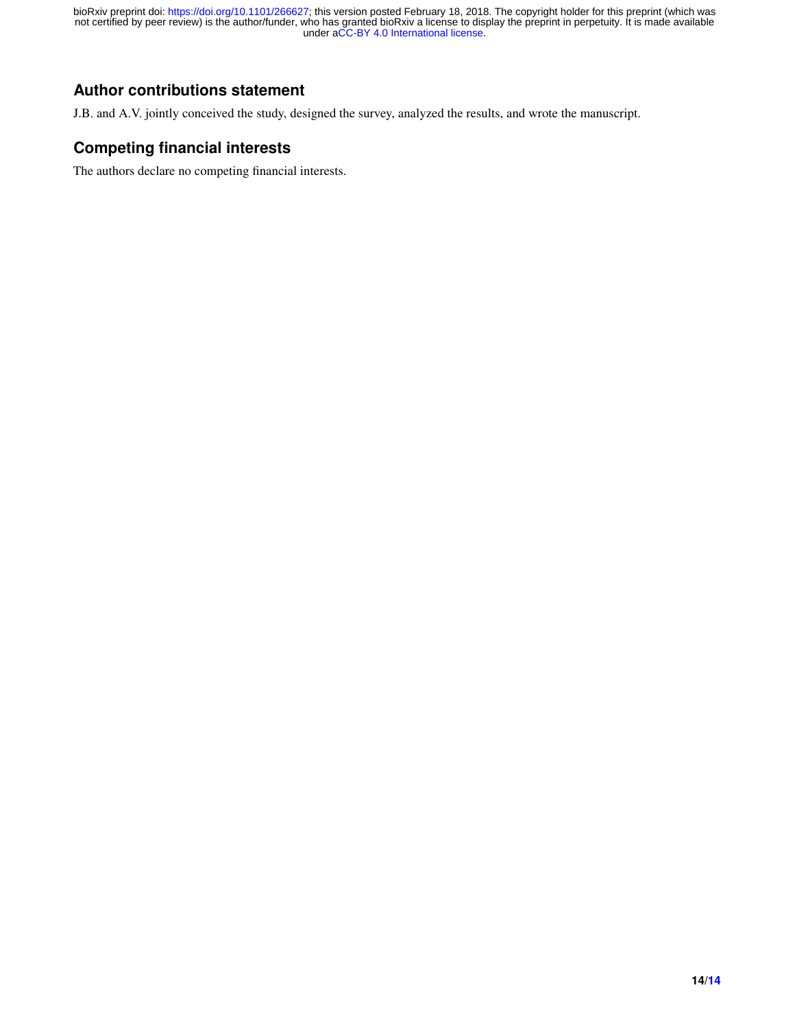## Author contributions statement

J.B. and A.V. jointly conceived the study, designed the survey, analyzed the results, and wrote the manuscript.

## Competing financial interests

The authors declare no competing financial interests.